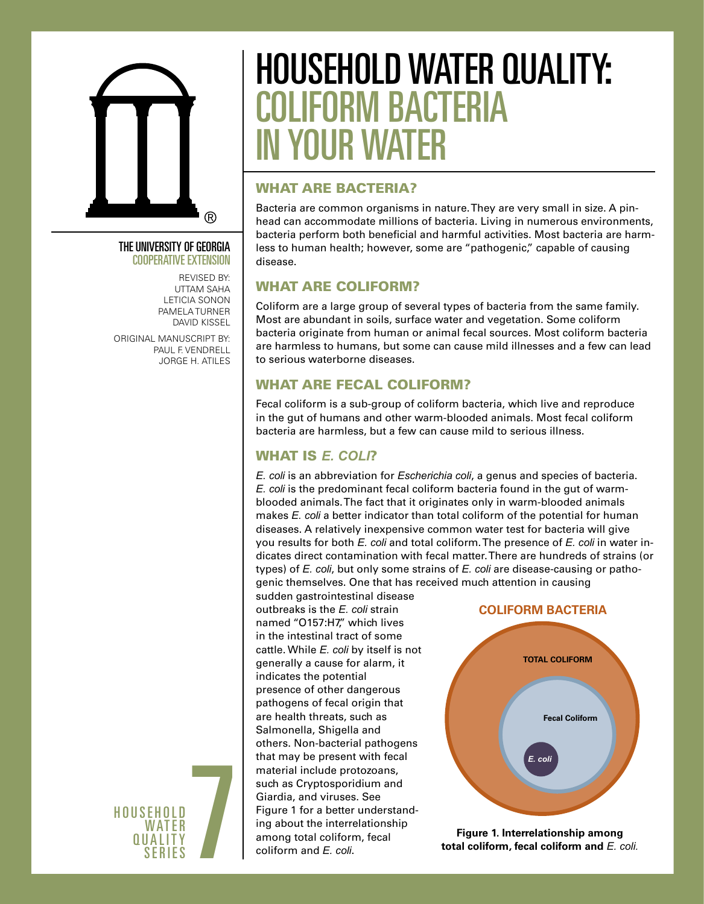# HOUSEHOLD WATER QUALITY: COLIFORM BACTERIA IN YOUR WATER

THE UNIVERSITY OF GEORGIA
COOPERATIVE EXTENSION

REVISED BY:
UTTAM SAHA
LETICIA SONON
PAMELA TURNER
DAVID KISSEL

ORIGINAL MANUSCRIPT BY:
PAUL F. VENDRELL
JORGE H. ATILES

HOUSEHOLD WATER QUALITY SERIES 7

## WHAT ARE BACTERIA?

Bacteria are common organisms in nature. They are very small in size. A pinhead can accommodate millions of bacteria. Living in numerous environments, bacteria perform both beneficial and harmful activities. Most bacteria are harmless to human health; however, some are "pathogenic," capable of causing disease.

## WHAT ARE COLIFORM?

Coliform are a large group of several types of bacteria from the same family. Most are abundant in soils, surface water and vegetation. Some coliform bacteria originate from human or animal fecal sources. Most coliform bacteria are harmless to humans, but some can cause mild illnesses and a few can lead to serious waterborne diseases.

## WHAT ARE FECAL COLIFORM?

Fecal coliform is a sub-group of coliform bacteria, which live and reproduce in the gut of humans and other warm-blooded animals. Most fecal coliform bacteria are harmless, but a few can cause mild to serious illness.

## WHAT IS *E. COLI*?

*E. coli* is an abbreviation for *Escherichia coli*, a genus and species of bacteria. *E. coli* is the predominant fecal coliform bacteria found in the gut of warm-blooded animals. The fact that it originates only in warm-blooded animals makes *E. coli* a better indicator than total coliform of the potential for human diseases. A relatively inexpensive common water test for bacteria will give you results for both *E. coli* and total coliform. The presence of *E. coli* in water indicates direct contamination with fecal matter. There are hundreds of strains (or types) of *E. coli*, but only some strains of *E. coli* are disease-causing or pathogenic themselves. One that has received much attention in causing sudden gastrointestinal disease outbreaks is the *E. coli* strain named "O157:H7," which lives in the intestinal tract of some cattle. While *E. coli* by itself is not generally a cause for alarm, it indicates the potential presence of other dangerous pathogens of fecal origin that are health threats, such as Salmonella, Shigella and others. Non-bacterial pathogens that may be present with fecal material include protozoans, such as Cryptosporidium and Giardia, and viruses. See Figure 1 for a better understanding about the interrelationship among total coliform, fecal coliform and *E. coli*.

**COLIFORM BACTERIA**

TOTAL COLIFORM

Fecal Coliform

*E. coli*

**Figure 1. Interrelationship among total coliform, fecal coliform and *E. coli*.**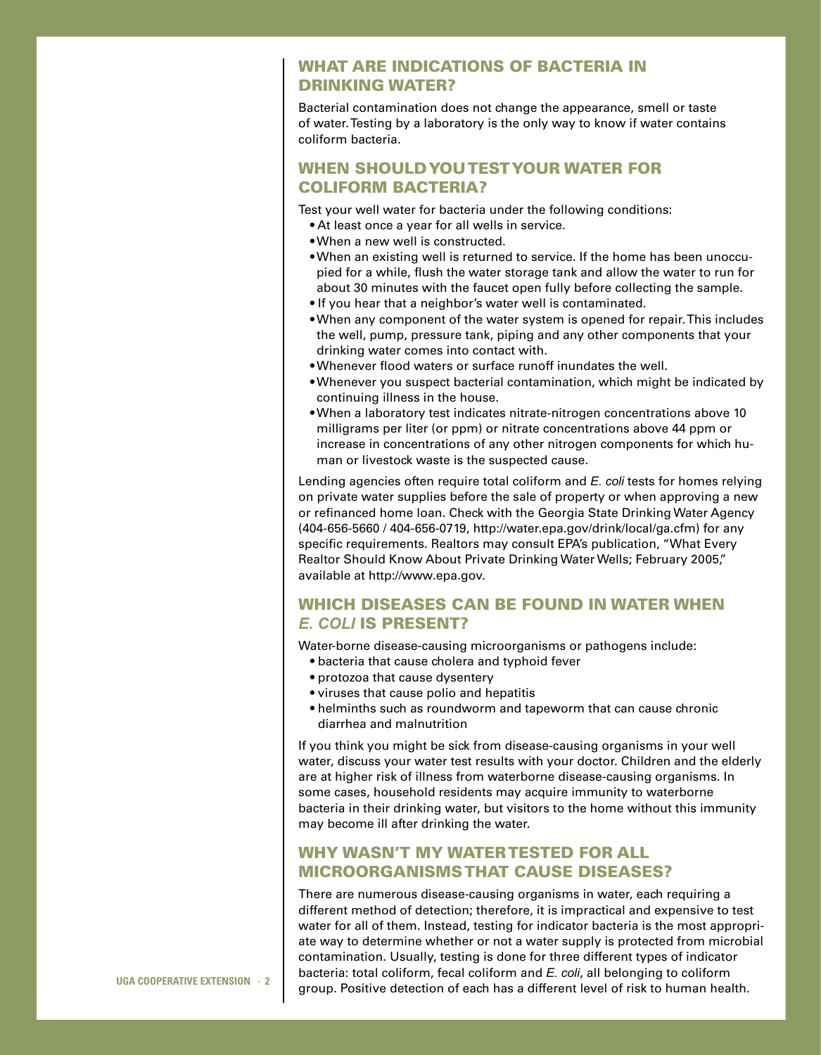## WHAT ARE INDICATIONS OF BACTERIA IN DRINKING WATER?

Bacterial contamination does not change the appearance, smell or taste of water. Testing by a laboratory is the only way to know if water contains coliform bacteria.

## WHEN SHOULD YOU TEST YOUR WATER FOR COLIFORM BACTERIA?

Test your well water for bacteria under the following conditions:

- At least once a year for all wells in service.
- When a new well is constructed.
- When an existing well is returned to service. If the home has been unoccupied for a while, flush the water storage tank and allow the water to run for about 30 minutes with the faucet open fully before collecting the sample.
- If you hear that a neighbor's water well is contaminated.
- When any component of the water system is opened for repair. This includes the well, pump, pressure tank, piping and any other components that your drinking water comes into contact with.
- Whenever flood waters or surface runoff inundates the well.
- Whenever you suspect bacterial contamination, which might be indicated by continuing illness in the house.
- When a laboratory test indicates nitrate-nitrogen concentrations above 10 milligrams per liter (or ppm) or nitrate concentrations above 44 ppm or increase in concentrations of any other nitrogen components for which human or livestock waste is the suspected cause.

Lending agencies often require total coliform and *E. coli* tests for homes relying on private water supplies before the sale of property or when approving a new or refinanced home loan. Check with the Georgia State Drinking Water Agency (404-656-5660 / 404-656-0719, http://water.epa.gov/drink/local/ga.cfm) for any specific requirements. Realtors may consult EPA's publication, "What Every Realtor Should Know About Private Drinking Water Wells; February 2005," available at http://www.epa.gov.

## WHICH DISEASES CAN BE FOUND IN WATER WHEN *E. COLI* IS PRESENT?

Water-borne disease-causing microorganisms or pathogens include:

- bacteria that cause cholera and typhoid fever
- protozoa that cause dysentery
- viruses that cause polio and hepatitis
- helminths such as roundworm and tapeworm that can cause chronic diarrhea and malnutrition

If you think you might be sick from disease-causing organisms in your well water, discuss your water test results with your doctor. Children and the elderly are at higher risk of illness from waterborne disease-causing organisms. In some cases, household residents may acquire immunity to waterborne bacteria in their drinking water, but visitors to the home without this immunity may become ill after drinking the water.

## WHY WASN'T MY WATER TESTED FOR ALL MICROORGANISMS THAT CAUSE DISEASES?

There are numerous disease-causing organisms in water, each requiring a different method of detection; therefore, it is impractical and expensive to test water for all of them. Instead, testing for indicator bacteria is the most appropriate way to determine whether or not a water supply is protected from microbial contamination. Usually, testing is done for three different types of indicator bacteria: total coliform, fecal coliform and *E. coli*, all belonging to coliform group. Positive detection of each has a different level of risk to human health.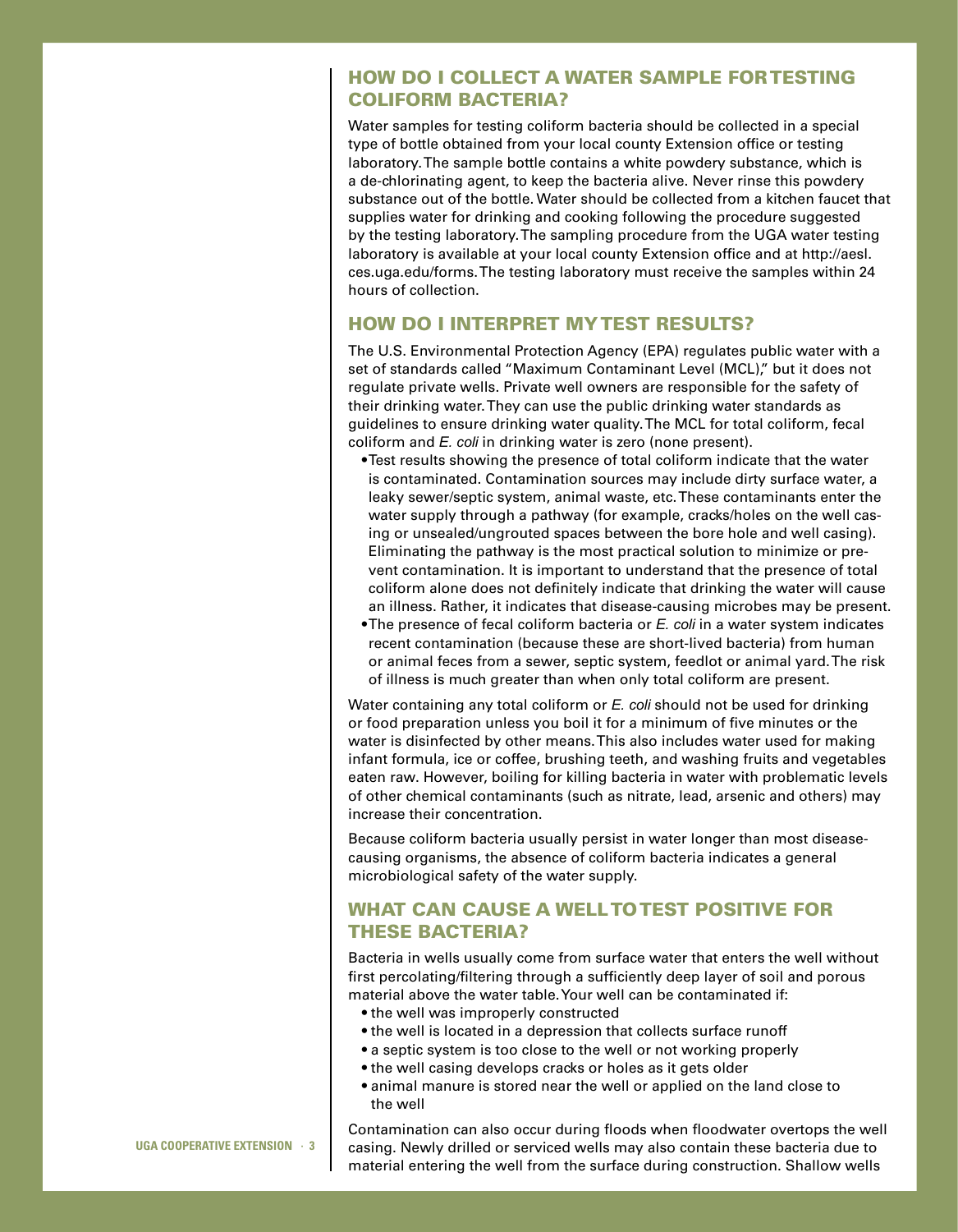## HOW DO I COLLECT A WATER SAMPLE FOR TESTING COLIFORM BACTERIA?

Water samples for testing coliform bacteria should be collected in a special type of bottle obtained from your local county Extension office or testing laboratory. The sample bottle contains a white powdery substance, which is a de-chlorinating agent, to keep the bacteria alive. Never rinse this powdery substance out of the bottle. Water should be collected from a kitchen faucet that supplies water for drinking and cooking following the procedure suggested by the testing laboratory. The sampling procedure from the UGA water testing laboratory is available at your local county Extension office and at http://aesl.ces.uga.edu/forms. The testing laboratory must receive the samples within 24 hours of collection.

## HOW DO I INTERPRET MY TEST RESULTS?

The U.S. Environmental Protection Agency (EPA) regulates public water with a set of standards called "Maximum Contaminant Level (MCL)," but it does not regulate private wells. Private well owners are responsible for the safety of their drinking water. They can use the public drinking water standards as guidelines to ensure drinking water quality. The MCL for total coliform, fecal coliform and *E. coli* in drinking water is zero (none present).

- Test results showing the presence of total coliform indicate that the water is contaminated. Contamination sources may include dirty surface water, a leaky sewer/septic system, animal waste, etc. These contaminants enter the water supply through a pathway (for example, cracks/holes on the well casing or unsealed/ungrouted spaces between the bore hole and well casing). Eliminating the pathway is the most practical solution to minimize or prevent contamination. It is important to understand that the presence of total coliform alone does not definitely indicate that drinking the water will cause an illness. Rather, it indicates that disease-causing microbes may be present.
- The presence of fecal coliform bacteria or *E. coli* in a water system indicates recent contamination (because these are short-lived bacteria) from human or animal feces from a sewer, septic system, feedlot or animal yard. The risk of illness is much greater than when only total coliform are present.

Water containing any total coliform or *E. coli* should not be used for drinking or food preparation unless you boil it for a minimum of five minutes or the water is disinfected by other means. This also includes water used for making infant formula, ice or coffee, brushing teeth, and washing fruits and vegetables eaten raw. However, boiling for killing bacteria in water with problematic levels of other chemical contaminants (such as nitrate, lead, arsenic and others) may increase their concentration.

Because coliform bacteria usually persist in water longer than most disease-causing organisms, the absence of coliform bacteria indicates a general microbiological safety of the water supply.

## WHAT CAN CAUSE A WELL TO TEST POSITIVE FOR THESE BACTERIA?

Bacteria in wells usually come from surface water that enters the well without first percolating/filtering through a sufficiently deep layer of soil and porous material above the water table. Your well can be contaminated if:

- the well was improperly constructed
- the well is located in a depression that collects surface runoff
- a septic system is too close to the well or not working properly
- the well casing develops cracks or holes as it gets older
- animal manure is stored near the well or applied on the land close to the well

Contamination can also occur during floods when floodwater overtops the well casing. Newly drilled or serviced wells may also contain these bacteria due to material entering the well from the surface during construction. Shallow wells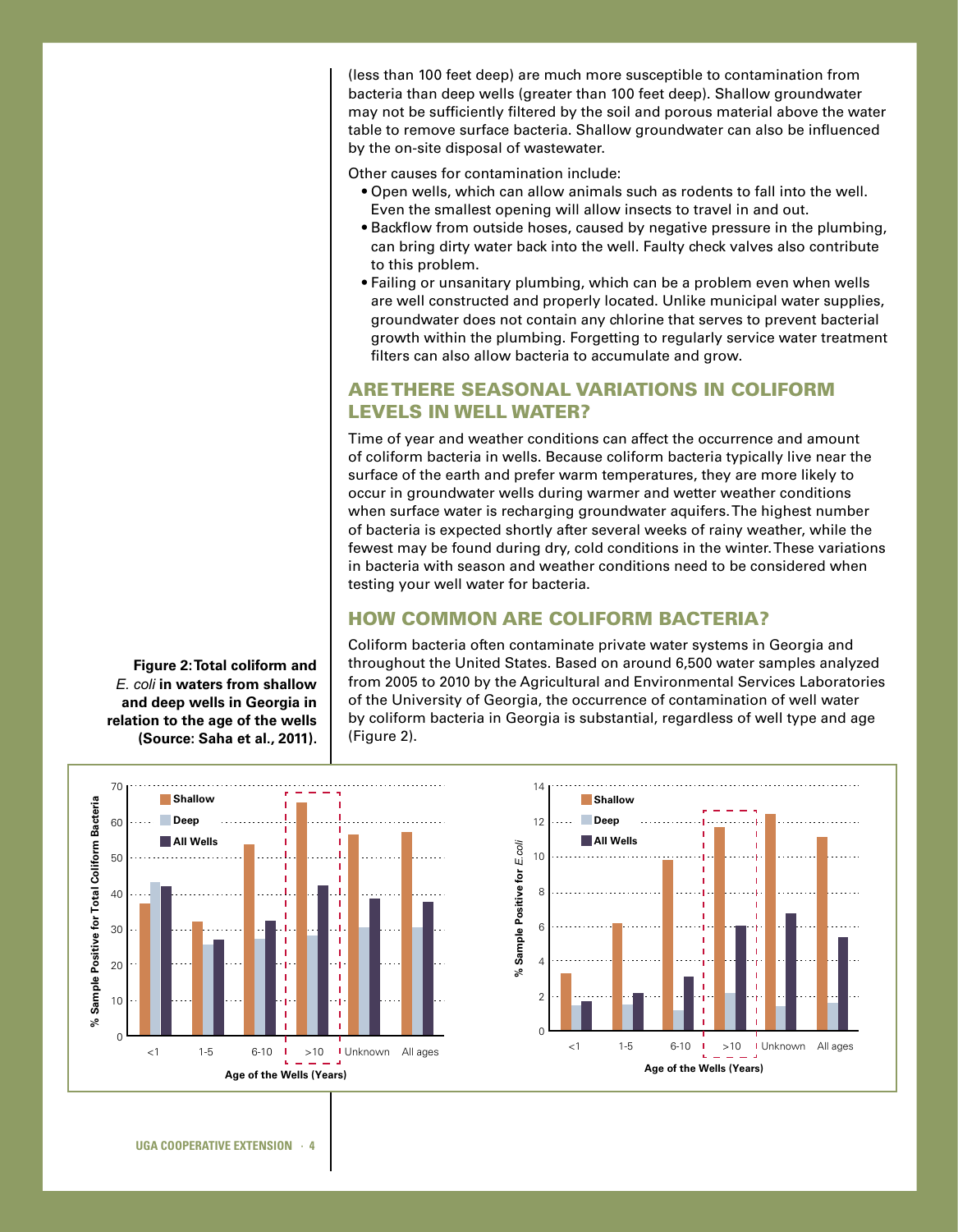(less than 100 feet deep) are much more susceptible to contamination from bacteria than deep wells (greater than 100 feet deep). Shallow groundwater may not be sufficiently filtered by the soil and porous material above the water table to remove surface bacteria. Shallow groundwater can also be influenced by the on-site disposal of wastewater.

Other causes for contamination include:

- Open wells, which can allow animals such as rodents to fall into the well. Even the smallest opening will allow insects to travel in and out.
- Backflow from outside hoses, caused by negative pressure in the plumbing, can bring dirty water back into the well. Faulty check valves also contribute to this problem.
- Failing or unsanitary plumbing, which can be a problem even when wells are well constructed and properly located. Unlike municipal water supplies, groundwater does not contain any chlorine that serves to prevent bacterial growth within the plumbing. Forgetting to regularly service water treatment filters can also allow bacteria to accumulate and grow.

## ARE THERE SEASONAL VARIATIONS IN COLIFORM LEVELS IN WELL WATER?

Time of year and weather conditions can affect the occurrence and amount of coliform bacteria in wells. Because coliform bacteria typically live near the surface of the earth and prefer warm temperatures, they are more likely to occur in groundwater wells during warmer and wetter weather conditions when surface water is recharging groundwater aquifers. The highest number of bacteria is expected shortly after several weeks of rainy weather, while the fewest may be found during dry, cold conditions in the winter. These variations in bacteria with season and weather conditions need to be considered when testing your well water for bacteria.

## HOW COMMON ARE COLIFORM BACTERIA?

Coliform bacteria often contaminate private water systems in Georgia and throughout the United States. Based on around 6,500 water samples analyzed from 2005 to 2010 by the Agricultural and Environmental Services Laboratories of the University of Georgia, the occurrence of contamination of well water by coliform bacteria in Georgia is substantial, regardless of well type and age (Figure 2).

**Figure 2: Total coliform and *E. coli* in waters from shallow and deep wells in Georgia in relation to the age of the wells (Source: Saha et al., 2011).**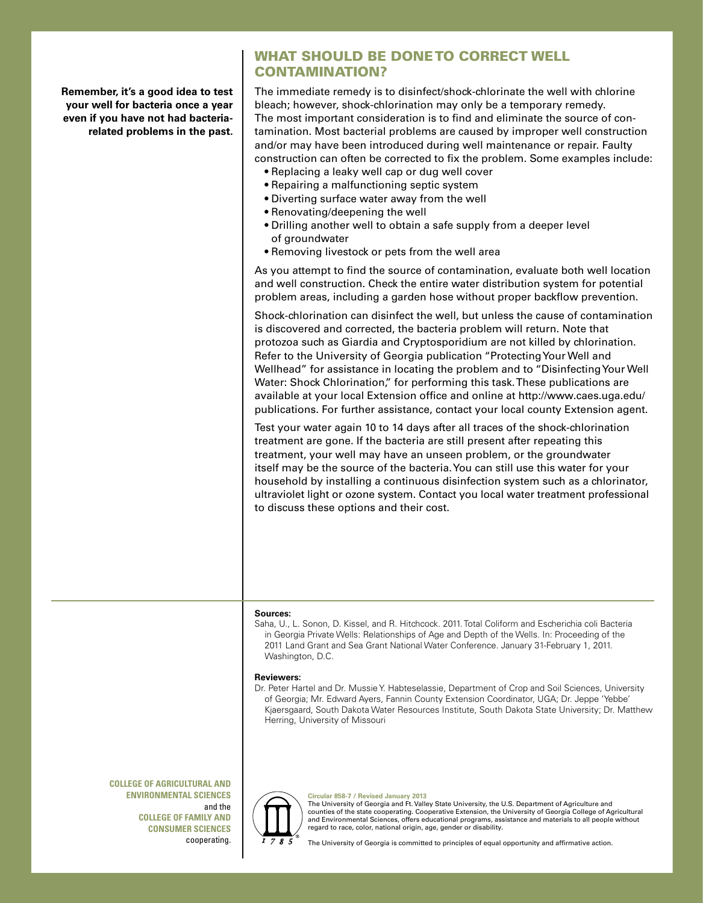**Remember, it's a good idea to test your well for bacteria once a year even if you have not had bacteria-related problems in the past.**

## WHAT SHOULD BE DONE TO CORRECT WELL CONTAMINATION?

The immediate remedy is to disinfect/shock-chlorinate the well with chlorine bleach; however, shock-chlorination may only be a temporary remedy. The most important consideration is to find and eliminate the source of contamination. Most bacterial problems are caused by improper well construction and/or may have been introduced during well maintenance or repair. Faulty construction can often be corrected to fix the problem. Some examples include:

- Replacing a leaky well cap or dug well cover
- Repairing a malfunctioning septic system
- Diverting surface water away from the well
- Renovating/deepening the well
- Drilling another well to obtain a safe supply from a deeper level of groundwater
- Removing livestock or pets from the well area

As you attempt to find the source of contamination, evaluate both well location and well construction. Check the entire water distribution system for potential problem areas, including a garden hose without proper backflow prevention.

Shock-chlorination can disinfect the well, but unless the cause of contamination is discovered and corrected, the bacteria problem will return. Note that protozoa such as Giardia and Cryptosporidium are not killed by chlorination. Refer to the University of Georgia publication "Protecting Your Well and Wellhead" for assistance in locating the problem and to "Disinfecting Your Well Water: Shock Chlorination," for performing this task. These publications are available at your local Extension office and online at http://www.caes.uga.edu/publications. For further assistance, contact your local county Extension agent.

Test your water again 10 to 14 days after all traces of the shock-chlorination treatment are gone. If the bacteria are still present after repeating this treatment, your well may have an unseen problem, or the groundwater itself may be the source of the bacteria. You can still use this water for your household by installing a continuous disinfection system such as a chlorinator, ultraviolet light or ozone system. Contact you local water treatment professional to discuss these options and their cost.

**Sources:**

Saha, U., L. Sonon, D. Kissel, and R. Hitchcock. 2011. Total Coliform and Escherichia coli Bacteria in Georgia Private Wells: Relationships of Age and Depth of the Wells. In: Proceeding of the 2011 Land Grant and Sea Grant National Water Conference. January 31-February 1, 2011. Washington, D.C.

**Reviewers:**

Dr. Peter Hartel and Dr. Mussie Y. Habteselassie, Department of Crop and Soil Sciences, University of Georgia; Mr. Edward Ayers, Fannin County Extension Coordinator, UGA; Dr. Jeppe 'Yebbe' Kjaersgaard, South Dakota Water Resources Institute, South Dakota State University; Dr. Matthew Herring, University of Missouri

**COLLEGE OF AGRICULTURAL AND ENVIRONMENTAL SCIENCES** and the **COLLEGE OF FAMILY AND CONSUMER SCIENCES** cooperating.

**Circular 858-7 / Revised January 2013**

The University of Georgia and Ft. Valley State University, the U.S. Department of Agriculture and counties of the state cooperating. Cooperative Extension, the University of Georgia College of Agricultural and Environmental Sciences, offers educational programs, assistance and materials to all people without regard to race, color, national origin, age, gender or disability.

The University of Georgia is committed to principles of equal opportunity and affirmative action.